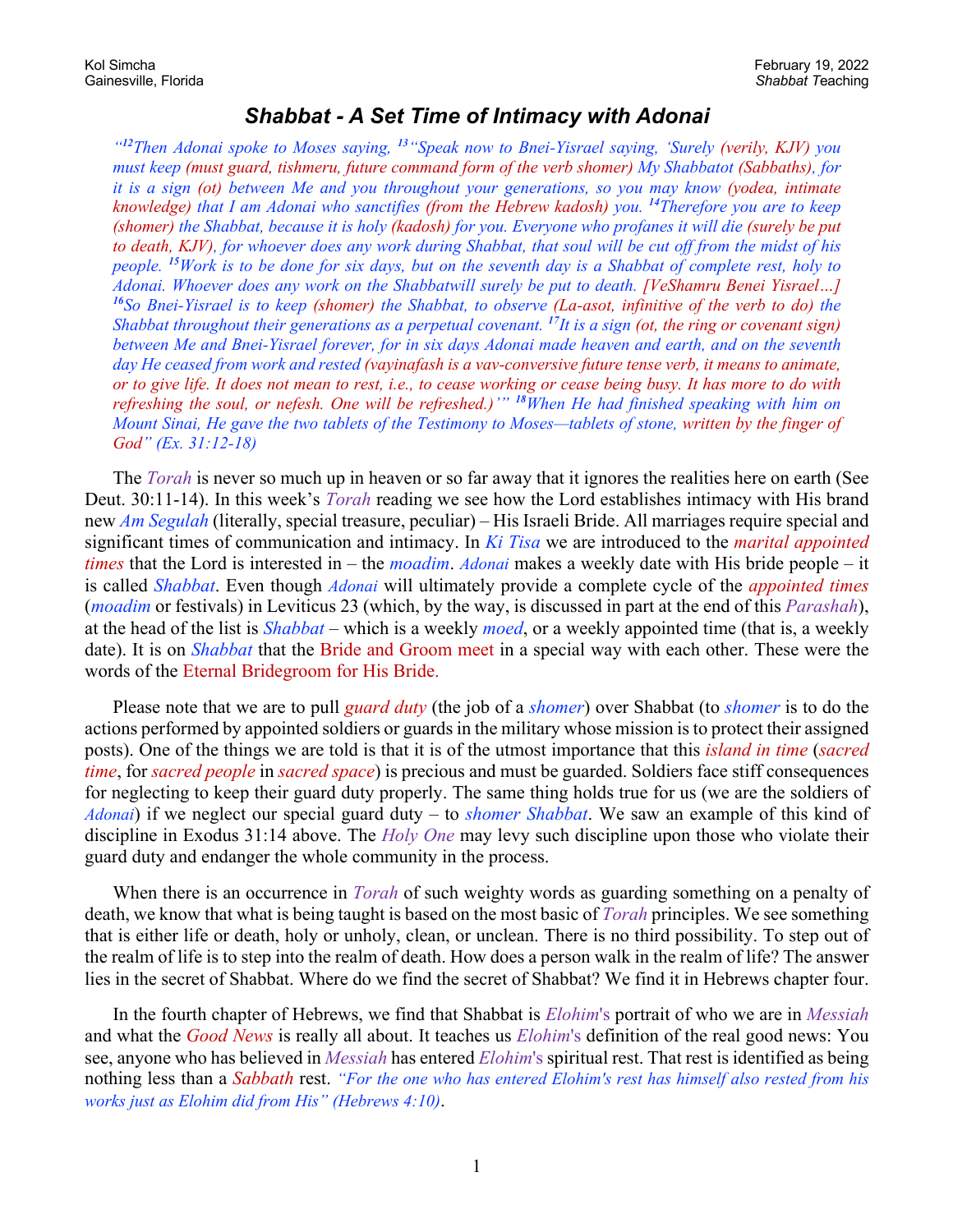Kol Simcha
Gainesville, Florida

February 19, 2022
*Shabbat* Teaching

# *Shabbat - A Set Time of Intimacy with Adonai*

*"[12]Then Adonai spoke to Moses saying, [13]"Speak now to Bnei-Yisrael saying, 'Surely (verily, KJV) you must keep (must guard, tishmeru, future command form of the verb shomer) My Shabbatot (Sabbaths), for it is a sign (ot) between Me and you throughout your generations, so you may know (yodea, intimate knowledge) that I am Adonai who sanctifies (from the Hebrew kadosh) you. [14]Therefore you are to keep (shomer) the Shabbat, because it is holy (kadosh) for you. Everyone who profanes it will die (surely be put to death, KJV), for whoever does any work during Shabbat, that soul will be cut off from the midst of his people. [15]Work is to be done for six days, but on the seventh day is a Shabbat of complete rest, holy to Adonai. Whoever does any work on the Shabbatwill surely be put to death. [VeShamru Benei Yisrael…] [16]So Bnei-Yisrael is to keep (shomer) the Shabbat, to observe (La-asot, infinitive of the verb to do) the Shabbat throughout their generations as a perpetual covenant. [17]It is a sign (ot, the ring or covenant sign) between Me and Bnei-Yisrael forever, for in six days Adonai made heaven and earth, and on the seventh day He ceased from work and rested (vayinafash is a vav-conversive future tense verb, it means to animate, or to give life. It does not mean to rest, i.e., to cease working or cease being busy. It has more to do with refreshing the soul, or nefesh. One will be refreshed.)'" [18]When He had finished speaking with him on Mount Sinai, He gave the two tablets of the Testimony to Moses—tablets of stone, written by the finger of God" (Ex. 31:12-18)*

The *Torah* is never so much up in heaven or so far away that it ignores the realities here on earth (See Deut. 30:11-14). In this week's *Torah* reading we see how the Lord establishes intimacy with His brand new *Am Segulah* (literally, special treasure, peculiar) – His Israeli Bride. All marriages require special and significant times of communication and intimacy. In *Ki Tisa* we are introduced to the *marital appointed times* that the Lord is interested in – the *moadim*. *Adonai* makes a weekly date with His bride people – it is called *Shabbat*. Even though *Adonai* will ultimately provide a complete cycle of the *appointed times* (*moadim* or festivals) in Leviticus 23 (which, by the way, is discussed in part at the end of this *Parashah*), at the head of the list is *Shabbat* – which is a weekly *moed*, or a weekly appointed time (that is, a weekly date). It is on *Shabbat* that the Bride and Groom meet in a special way with each other. These were the words of the Eternal Bridegroom for His Bride.

Please note that we are to pull *guard duty* (the job of a *shomer*) over Shabbat (to *shomer* is to do the actions performed by appointed soldiers or guards in the military whose mission is to protect their assigned posts). One of the things we are told is that it is of the utmost importance that this *island in time* (*sacred time*, for *sacred people* in *sacred space*) is precious and must be guarded. Soldiers face stiff consequences for neglecting to keep their guard duty properly. The same thing holds true for us (we are the soldiers of *Adonai*) if we neglect our special guard duty – to *shomer Shabbat*. We saw an example of this kind of discipline in Exodus 31:14 above. The *Holy One* may levy such discipline upon those who violate their guard duty and endanger the whole community in the process.

When there is an occurrence in *Torah* of such weighty words as guarding something on a penalty of death, we know that what is being taught is based on the most basic of *Torah* principles. We see something that is either life or death, holy or unholy, clean, or unclean. There is no third possibility. To step out of the realm of life is to step into the realm of death. How does a person walk in the realm of life? The answer lies in the secret of Shabbat. Where do we find the secret of Shabbat? We find it in Hebrews chapter four.

In the fourth chapter of Hebrews, we find that Shabbat is *Elohim*'s portrait of who we are in *Messiah* and what the *Good News* is really all about. It teaches us *Elohim*'s definition of the real good news: You see, anyone who has believed in *Messiah* has entered *Elohim*'s spiritual rest. That rest is identified as being nothing less than a *Sabbath* rest. *"For the one who has entered Elohim's rest has himself also rested from his works just as Elohim did from His" (Hebrews 4:10)*.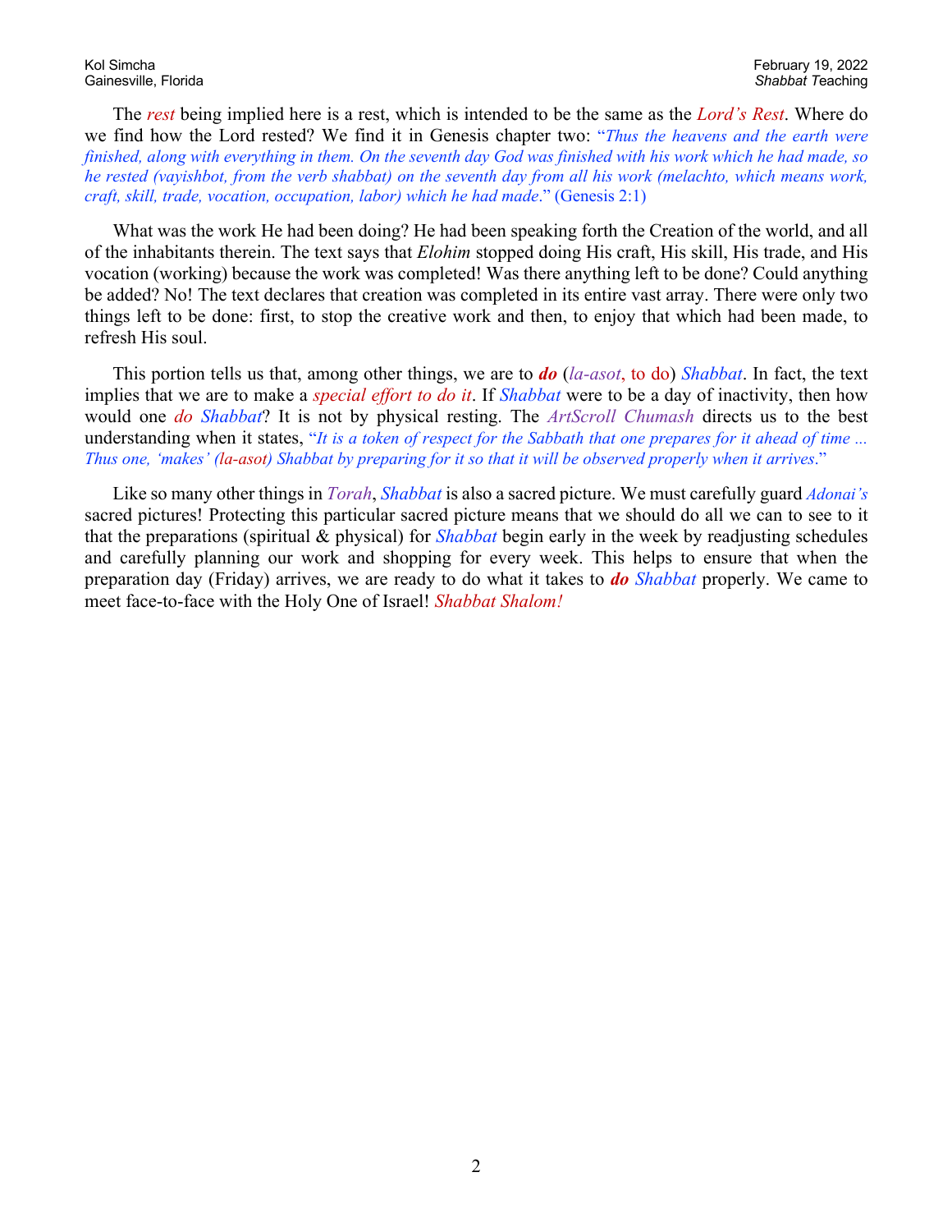The *rest* being implied here is a rest, which is intended to be the same as the *Lord's Rest*. Where do we find how the Lord rested? We find it in Genesis chapter two: "*Thus the heavens and the earth were finished, along with everything in them. On the seventh day God was finished with his work which he had made, so he rested (vayishbot, from the verb shabbat) on the seventh day from all his work (melachto, which means work, craft, skill, trade, vocation, occupation, labor) which he had made*." (Genesis 2:1)

What was the work He had been doing? He had been speaking forth the Creation of the world, and all of the inhabitants therein. The text says that *Elohim* stopped doing His craft, His skill, His trade, and His vocation (working) because the work was completed! Was there anything left to be done? Could anything be added? No! The text declares that creation was completed in its entire vast array. There were only two things left to be done: first, to stop the creative work and then, to enjoy that which had been made, to refresh His soul.

This portion tells us that, among other things, we are to ***do*** (*la-asot*, to do) *Shabbat*. In fact, the text implies that we are to make a *special effort to do it*. If *Shabbat* were to be a day of inactivity, then how would one *do Shabbat*? It is not by physical resting. The *ArtScroll Chumash* directs us to the best understanding when it states, "*It is a token of respect for the Sabbath that one prepares for it ahead of time … Thus one, 'makes' (la-asot) Shabbat by preparing for it so that it will be observed properly when it arrives*."

Like so many other things in *Torah*, *Shabbat* is also a sacred picture. We must carefully guard *Adonai's* sacred pictures! Protecting this particular sacred picture means that we should do all we can to see to it that the preparations (spiritual & physical) for *Shabbat* begin early in the week by readjusting schedules and carefully planning our work and shopping for every week. This helps to ensure that when the preparation day (Friday) arrives, we are ready to do what it takes to ***do*** *Shabbat* properly. We came to meet face-to-face with the Holy One of Israel! *Shabbat Shalom!*